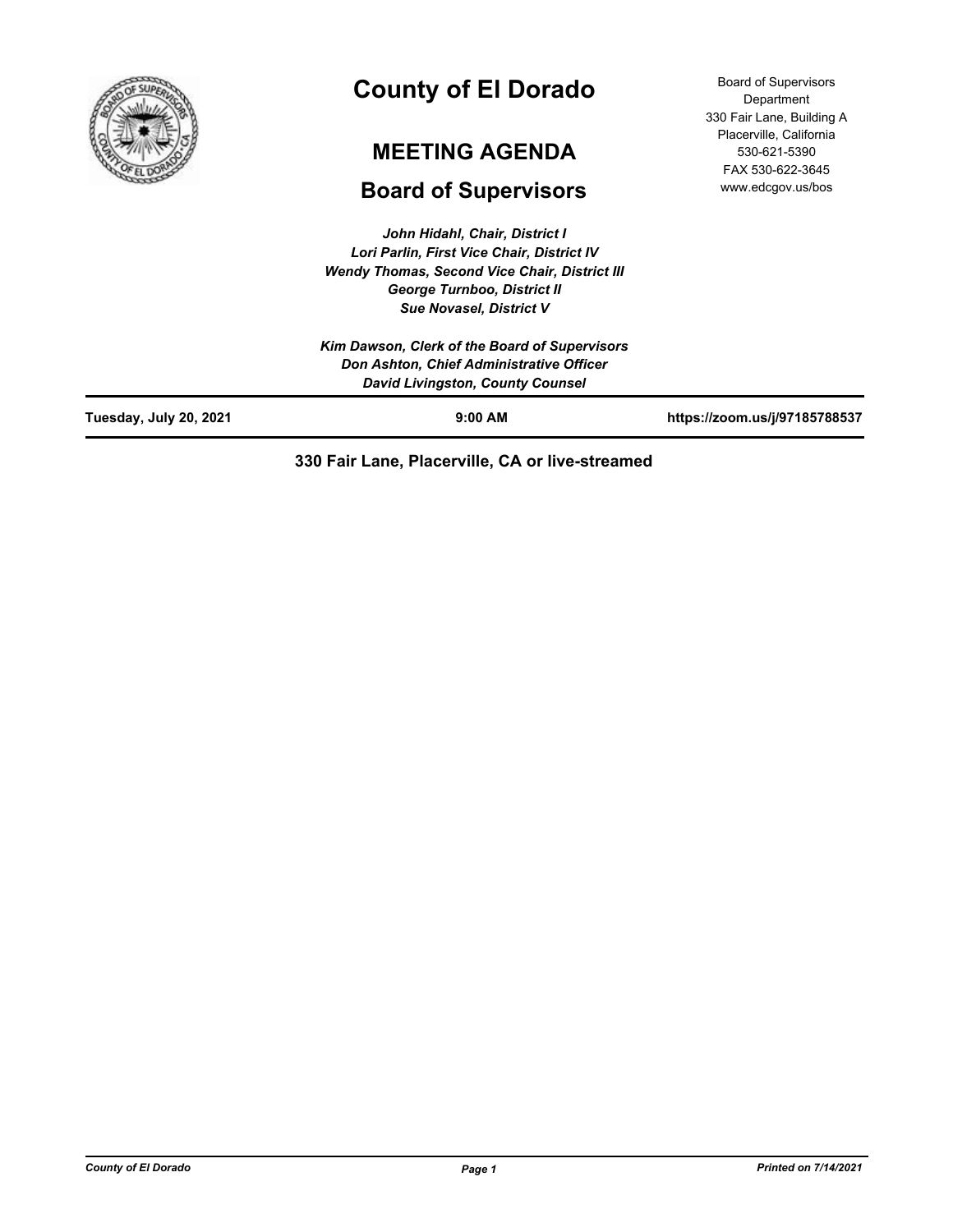# County of El Dorado

## MEETING AGENDA

## Board of Supervisors

Board of Supervisors Department
330 Fair Lane, Building A
Placerville, California
530-621-5390
FAX 530-622-3645
www.edcgov.us/bos

*John Hidahl, Chair, District I*
*Lori Parlin, First Vice Chair, District IV*
*Wendy Thomas, Second Vice Chair, District III*
*George Turnboo, District II*
*Sue Novasel, District V*

*Kim Dawson, Clerk of the Board of Supervisors*
*Don Ashton, Chief Administrative Officer*
*David Livingston, County Counsel*

**Tuesday, July 20, 2021** | **9:00 AM** | **https://zoom.us/j/97185788537**

**330 Fair Lane, Placerville, CA or live-streamed**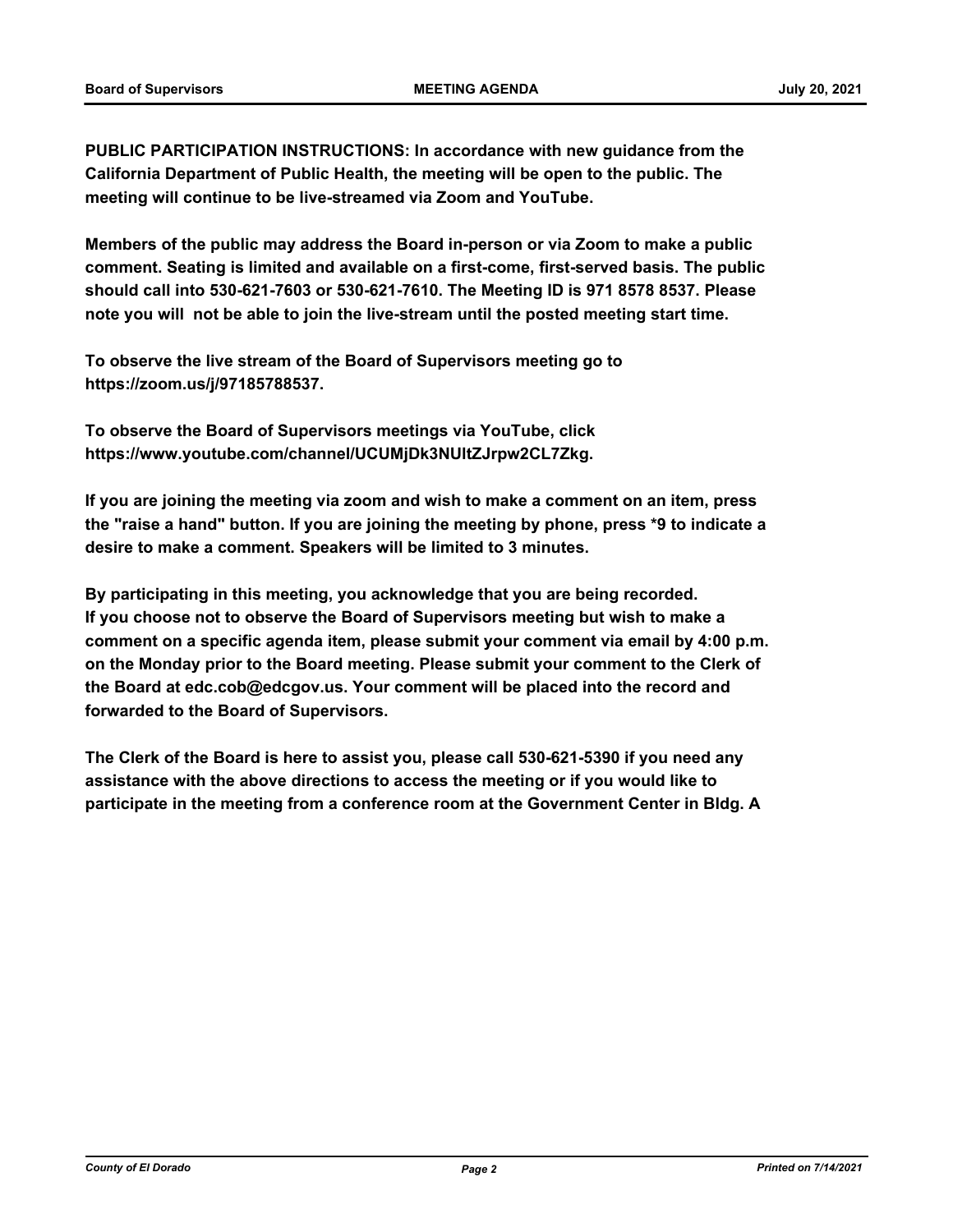**PUBLIC PARTICIPATION INSTRUCTIONS: In accordance with new guidance from the California Department of Public Health, the meeting will be open to the public. The meeting will continue to be live-streamed via Zoom and YouTube.**

**Members of the public may address the Board in-person or via Zoom to make a public comment. Seating is limited and available on a first-come, first-served basis. The public should call into 530-621-7603 or 530-621-7610. The Meeting ID is 971 8578 8537. Please note you will not be able to join the live-stream until the posted meeting start time.**

**To observe the live stream of the Board of Supervisors meeting go to https://zoom.us/j/97185788537.**

**To observe the Board of Supervisors meetings via YouTube, click https://www.youtube.com/channel/UCUMjDk3NUltZJrpw2CL7Zkg.**

**If you are joining the meeting via zoom and wish to make a comment on an item, press the "raise a hand" button. If you are joining the meeting by phone, press *9 to indicate a desire to make a comment. Speakers will be limited to 3 minutes.**

**By participating in this meeting, you acknowledge that you are being recorded. If you choose not to observe the Board of Supervisors meeting but wish to make a comment on a specific agenda item, please submit your comment via email by 4:00 p.m. on the Monday prior to the Board meeting. Please submit your comment to the Clerk of the Board at edc.cob@edcgov.us. Your comment will be placed into the record and forwarded to the Board of Supervisors.**

**The Clerk of the Board is here to assist you, please call 530-621-5390 if you need any assistance with the above directions to access the meeting or if you would like to participate in the meeting from a conference room at the Government Center in Bldg. A**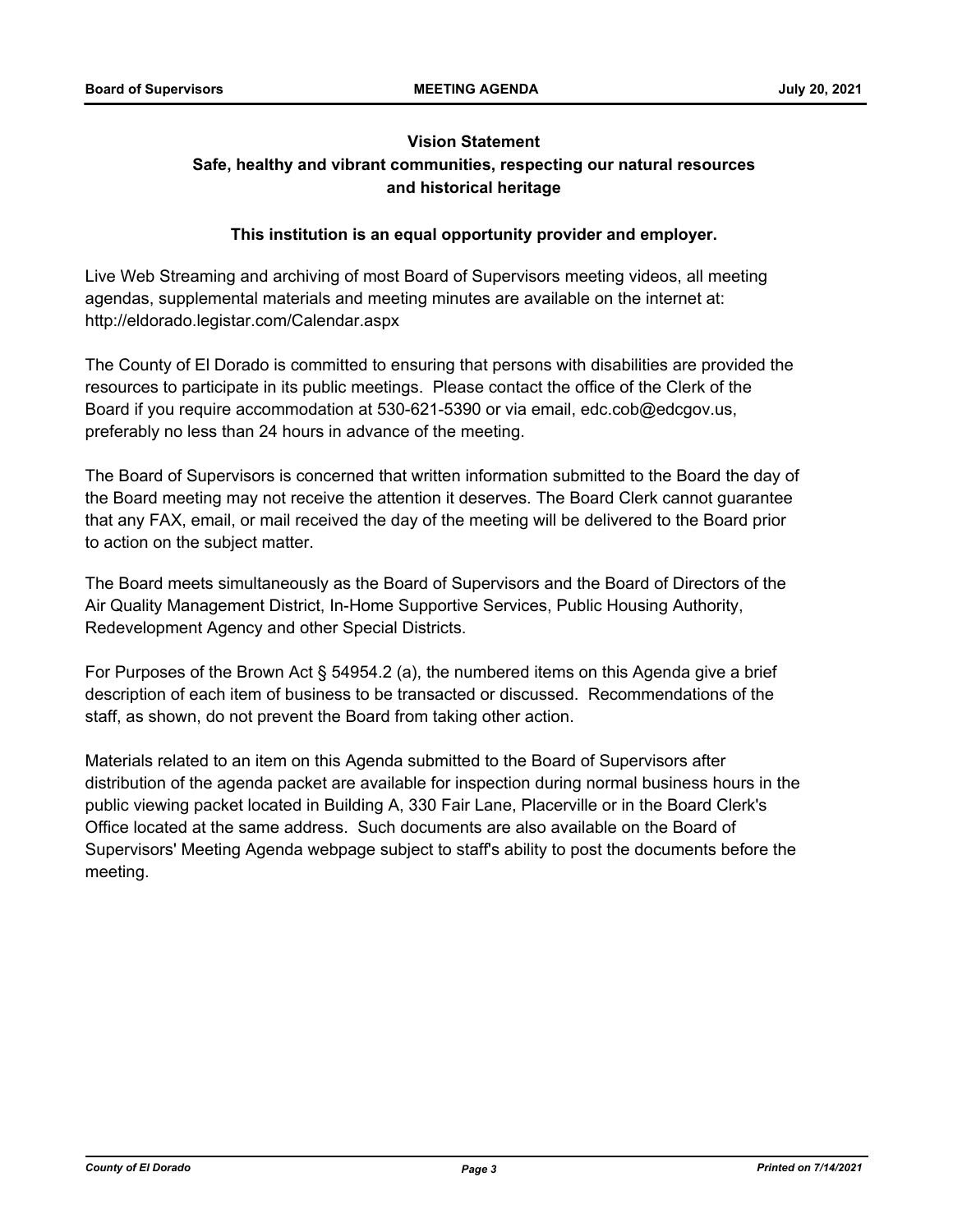**Vision Statement**

**Safe, healthy and vibrant communities, respecting our natural resources and historical heritage**

**This institution is an equal opportunity provider and employer.**

Live Web Streaming and archiving of most Board of Supervisors meeting videos, all meeting agendas, supplemental materials and meeting minutes are available on the internet at: http://eldorado.legistar.com/Calendar.aspx

The County of El Dorado is committed to ensuring that persons with disabilities are provided the resources to participate in its public meetings. Please contact the office of the Clerk of the Board if you require accommodation at 530-621-5390 or via email, edc.cob@edcgov.us, preferably no less than 24 hours in advance of the meeting.

The Board of Supervisors is concerned that written information submitted to the Board the day of the Board meeting may not receive the attention it deserves. The Board Clerk cannot guarantee that any FAX, email, or mail received the day of the meeting will be delivered to the Board prior to action on the subject matter.

The Board meets simultaneously as the Board of Supervisors and the Board of Directors of the Air Quality Management District, In-Home Supportive Services, Public Housing Authority, Redevelopment Agency and other Special Districts.

For Purposes of the Brown Act § 54954.2 (a), the numbered items on this Agenda give a brief description of each item of business to be transacted or discussed. Recommendations of the staff, as shown, do not prevent the Board from taking other action.

Materials related to an item on this Agenda submitted to the Board of Supervisors after distribution of the agenda packet are available for inspection during normal business hours in the public viewing packet located in Building A, 330 Fair Lane, Placerville or in the Board Clerk's Office located at the same address. Such documents are also available on the Board of Supervisors' Meeting Agenda webpage subject to staff's ability to post the documents before the meeting.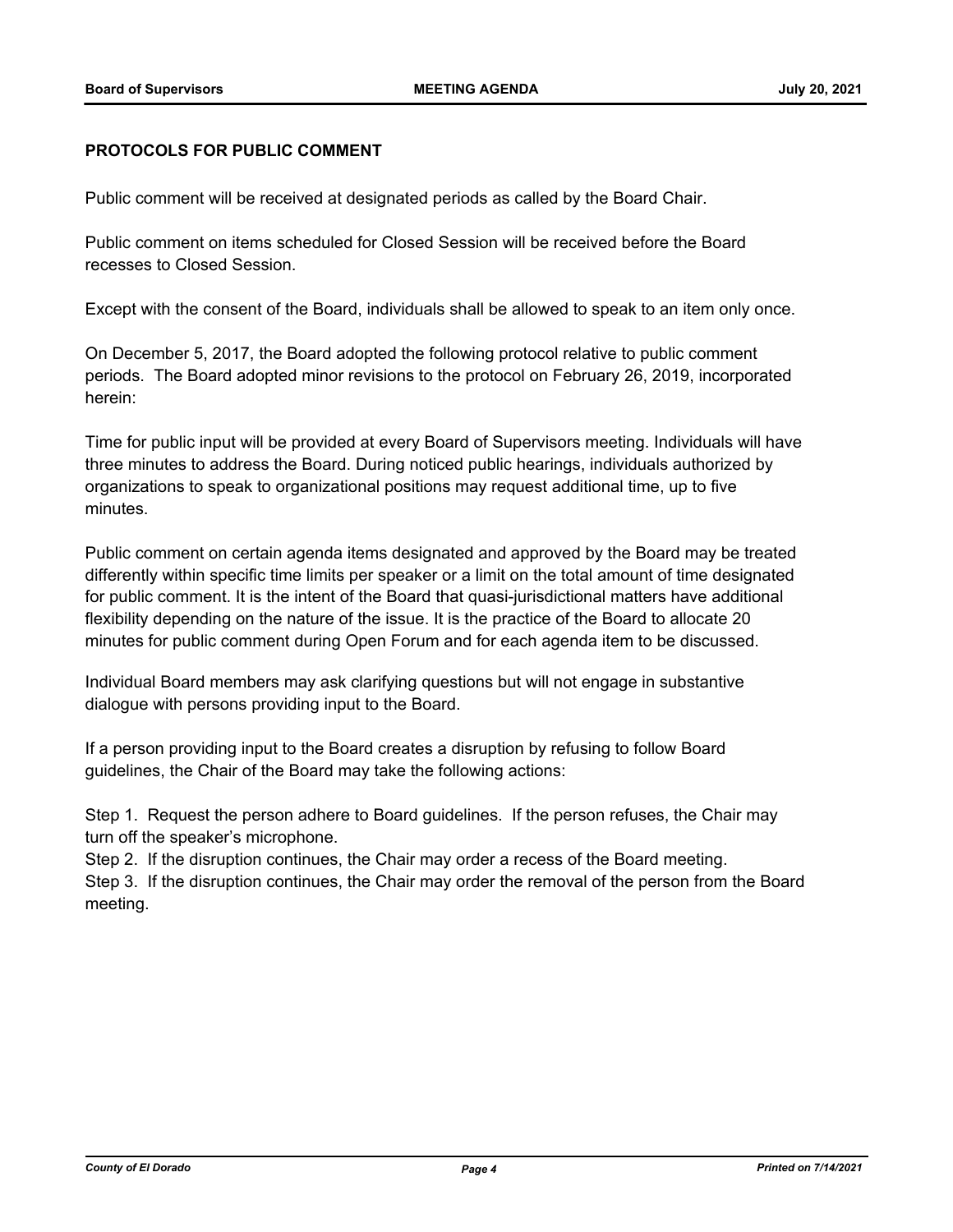**PROTOCOLS FOR PUBLIC COMMENT**

Public comment will be received at designated periods as called by the Board Chair.

Public comment on items scheduled for Closed Session will be received before the Board recesses to Closed Session.

Except with the consent of the Board, individuals shall be allowed to speak to an item only once.

On December 5, 2017, the Board adopted the following protocol relative to public comment periods. The Board adopted minor revisions to the protocol on February 26, 2019, incorporated herein:

Time for public input will be provided at every Board of Supervisors meeting. Individuals will have three minutes to address the Board. During noticed public hearings, individuals authorized by organizations to speak to organizational positions may request additional time, up to five minutes.

Public comment on certain agenda items designated and approved by the Board may be treated differently within specific time limits per speaker or a limit on the total amount of time designated for public comment. It is the intent of the Board that quasi-jurisdictional matters have additional flexibility depending on the nature of the issue. It is the practice of the Board to allocate 20 minutes for public comment during Open Forum and for each agenda item to be discussed.

Individual Board members may ask clarifying questions but will not engage in substantive dialogue with persons providing input to the Board.

If a person providing input to the Board creates a disruption by refusing to follow Board guidelines, the Chair of the Board may take the following actions:

Step 1. Request the person adhere to Board guidelines. If the person refuses, the Chair may turn off the speaker's microphone.
Step 2. If the disruption continues, the Chair may order a recess of the Board meeting.
Step 3. If the disruption continues, the Chair may order the removal of the person from the Board meeting.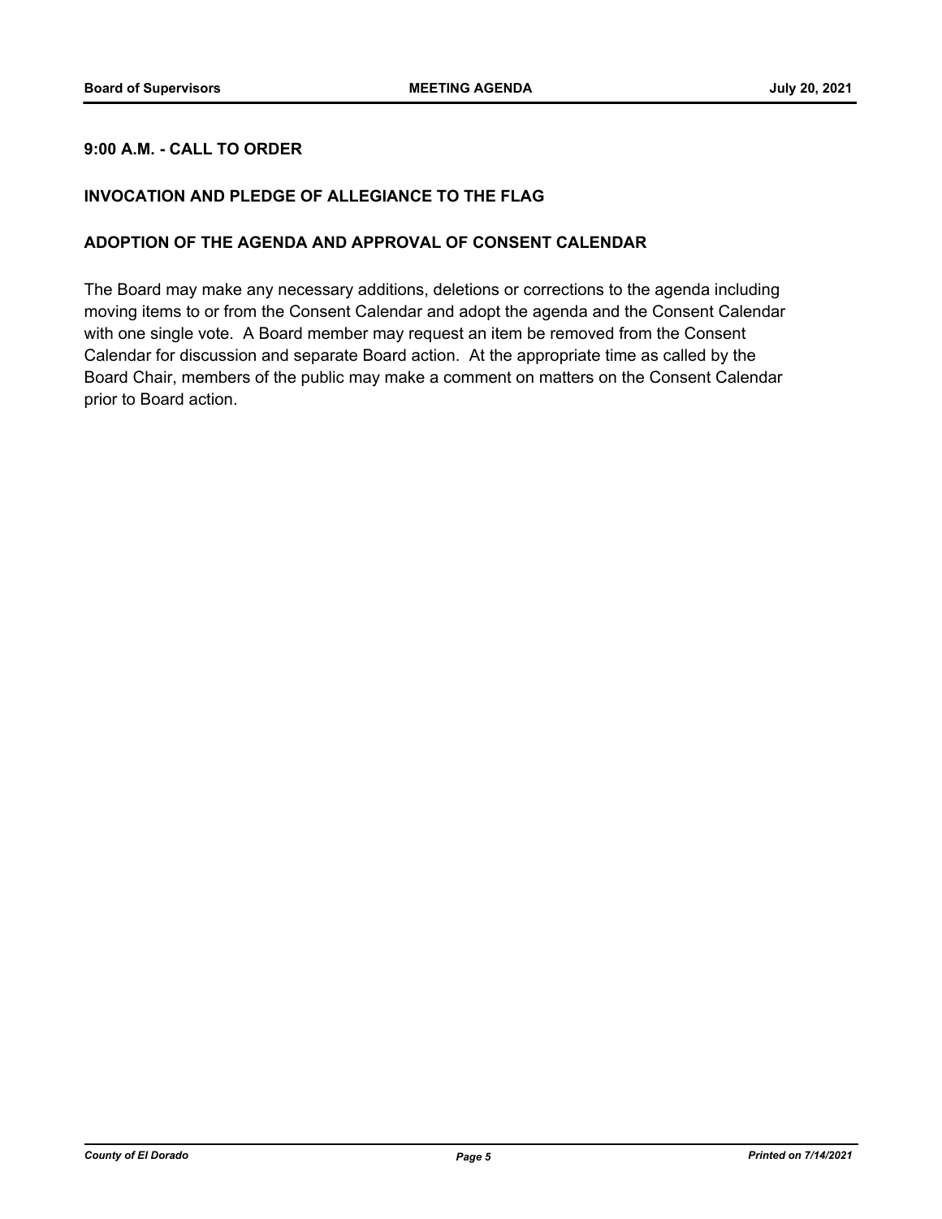**9:00 A.M. - CALL TO ORDER**

**INVOCATION AND PLEDGE OF ALLEGIANCE TO THE FLAG**

**ADOPTION OF THE AGENDA AND APPROVAL OF CONSENT CALENDAR**

The Board may make any necessary additions, deletions or corrections to the agenda including moving items to or from the Consent Calendar and adopt the agenda and the Consent Calendar with one single vote. A Board member may request an item be removed from the Consent Calendar for discussion and separate Board action. At the appropriate time as called by the Board Chair, members of the public may make a comment on matters on the Consent Calendar prior to Board action.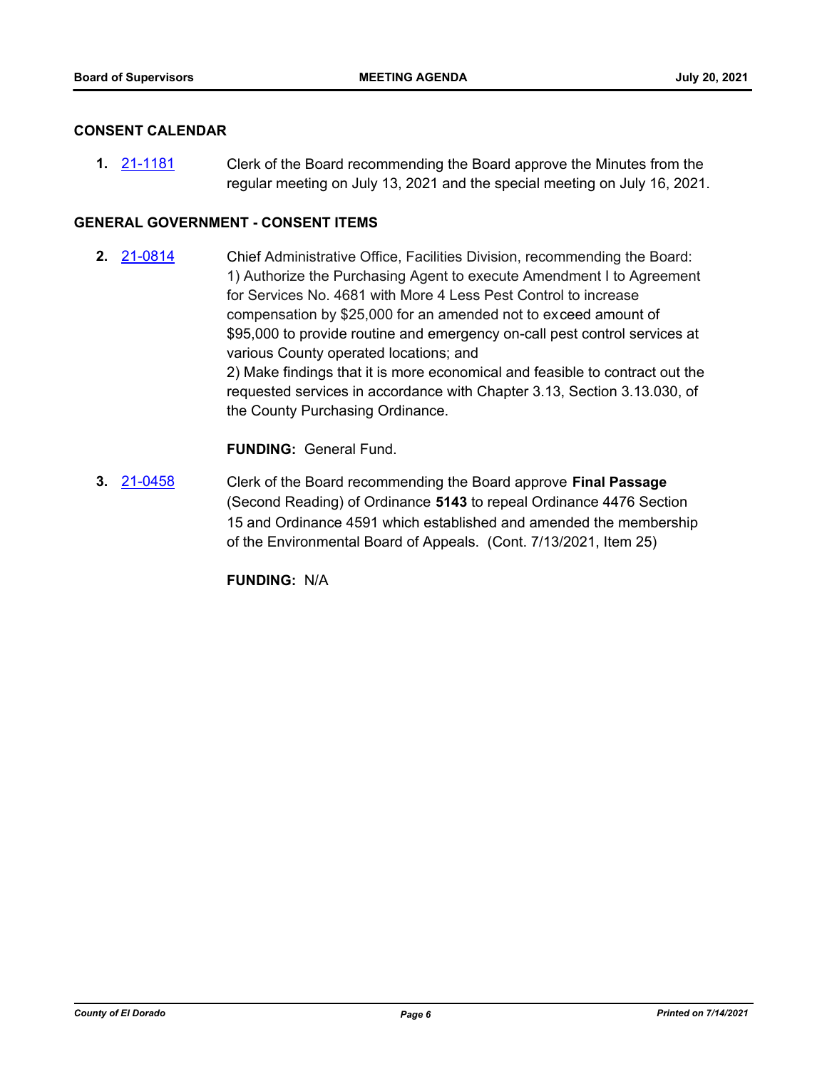## CONSENT CALENDAR

**1.** 21-1181 Clerk of the Board recommending the Board approve the Minutes from the regular meeting on July 13, 2021 and the special meeting on July 16, 2021.

## GENERAL GOVERNMENT - CONSENT ITEMS

**2.** 21-0814 Chief Administrative Office, Facilities Division, recommending the Board:
1) Authorize the Purchasing Agent to execute Amendment I to Agreement for Services No. 4681 with More 4 Less Pest Control to increase compensation by $25,000 for an amended not to exceed amount of $95,000 to provide routine and emergency on-call pest control services at various County operated locations; and
2) Make findings that it is more economical and feasible to contract out the requested services in accordance with Chapter 3.13, Section 3.13.030, of the County Purchasing Ordinance.

**FUNDING:** General Fund.

**3.** 21-0458 Clerk of the Board recommending the Board approve **Final Passage** (Second Reading) of Ordinance **5143** to repeal Ordinance 4476 Section 15 and Ordinance 4591 which established and amended the membership of the Environmental Board of Appeals. (Cont. 7/13/2021, Item 25)

**FUNDING:** N/A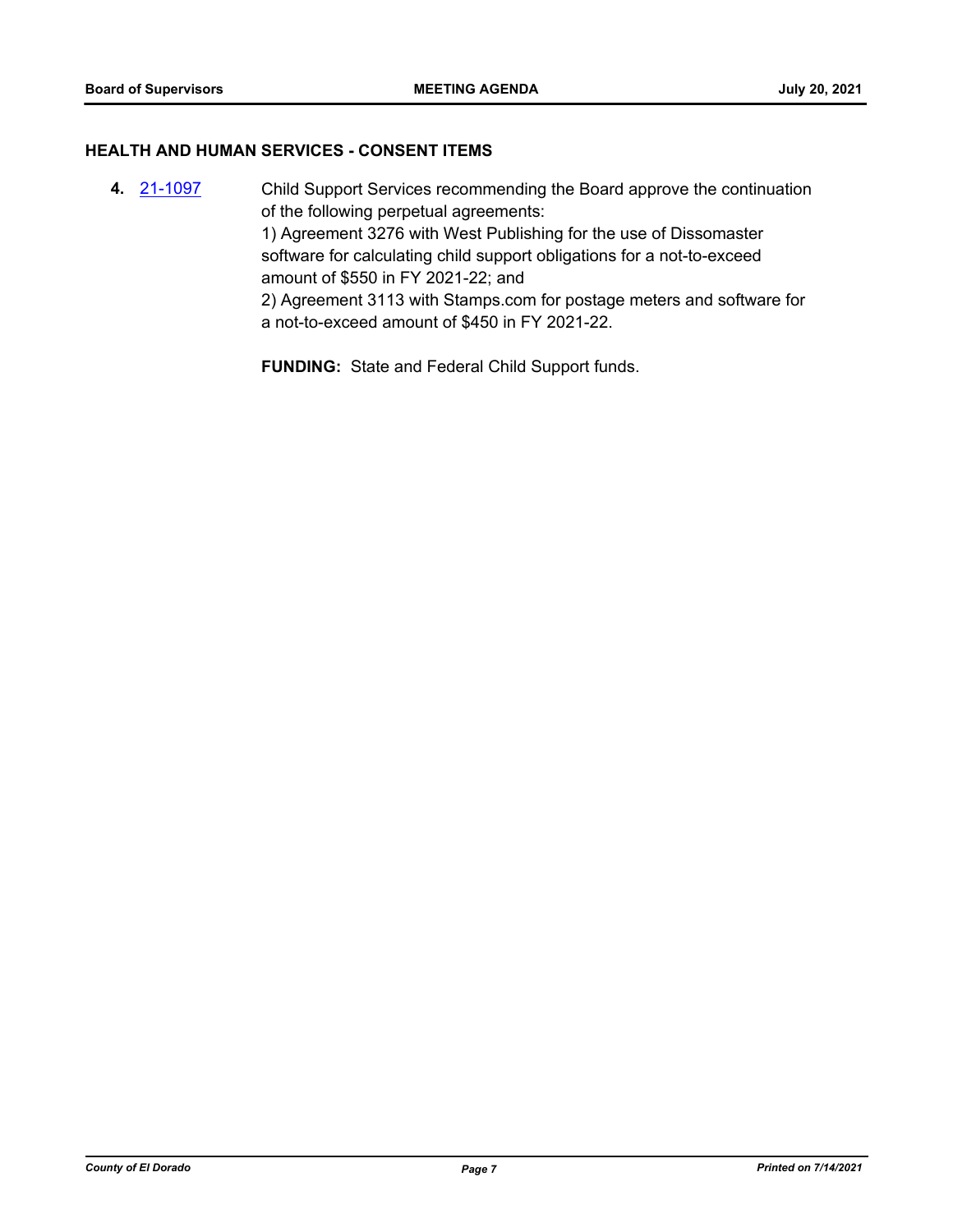## HEALTH AND HUMAN SERVICES - CONSENT ITEMS

**4.** [21-1097](21-1097) Child Support Services recommending the Board approve the continuation of the following perpetual agreements:
1) Agreement 3276 with West Publishing for the use of Dissomaster software for calculating child support obligations for a not-to-exceed amount of $550 in FY 2021-22; and
2) Agreement 3113 with Stamps.com for postage meters and software for a not-to-exceed amount of $450 in FY 2021-22.

**FUNDING:** State and Federal Child Support funds.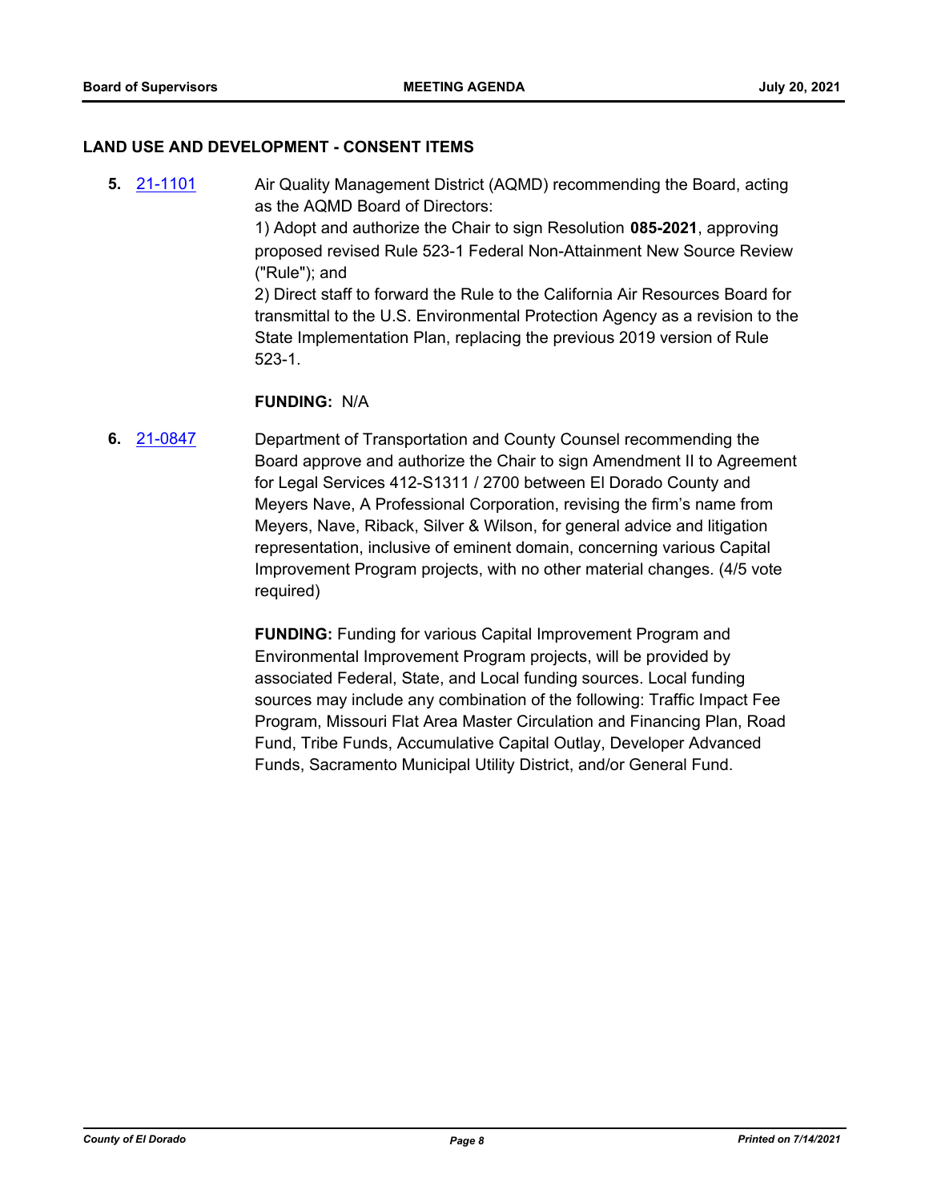## LAND USE AND DEVELOPMENT - CONSENT ITEMS

**5.** 21-1101

Air Quality Management District (AQMD) recommending the Board, acting as the AQMD Board of Directors:

1) Adopt and authorize the Chair to sign Resolution **085-2021**, approving proposed revised Rule 523-1 Federal Non-Attainment New Source Review ("Rule"); and

2) Direct staff to forward the Rule to the California Air Resources Board for transmittal to the U.S. Environmental Protection Agency as a revision to the State Implementation Plan, replacing the previous 2019 version of Rule 523-1.

**FUNDING:** N/A

**6.** 21-0847

Department of Transportation and County Counsel recommending the Board approve and authorize the Chair to sign Amendment II to Agreement for Legal Services 412-S1311 / 2700 between El Dorado County and Meyers Nave, A Professional Corporation, revising the firm's name from Meyers, Nave, Riback, Silver & Wilson, for general advice and litigation representation, inclusive of eminent domain, concerning various Capital Improvement Program projects, with no other material changes. (4/5 vote required)

**FUNDING:** Funding for various Capital Improvement Program and Environmental Improvement Program projects, will be provided by associated Federal, State, and Local funding sources. Local funding sources may include any combination of the following: Traffic Impact Fee Program, Missouri Flat Area Master Circulation and Financing Plan, Road Fund, Tribe Funds, Accumulative Capital Outlay, Developer Advanced Funds, Sacramento Municipal Utility District, and/or General Fund.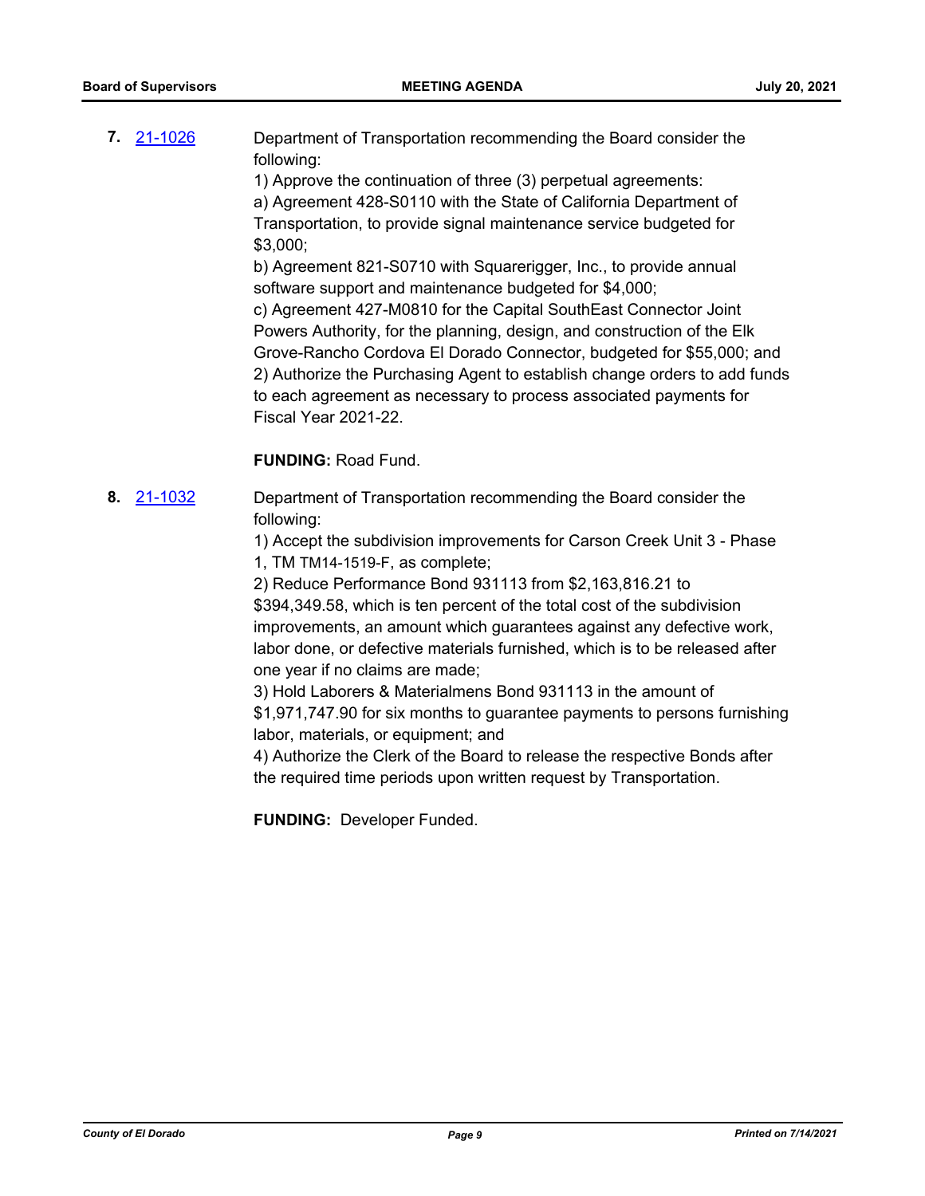**7.** 21-1026 Department of Transportation recommending the Board consider the following:

1) Approve the continuation of three (3) perpetual agreements:
a) Agreement 428-S0110 with the State of California Department of Transportation, to provide signal maintenance service budgeted for $3,000;
b) Agreement 821-S0710 with Squarerigger, Inc., to provide annual software support and maintenance budgeted for $4,000;
c) Agreement 427-M0810 for the Capital SouthEast Connector Joint Powers Authority, for the planning, design, and construction of the Elk Grove-Rancho Cordova El Dorado Connector, budgeted for $55,000; and
2) Authorize the Purchasing Agent to establish change orders to add funds to each agreement as necessary to process associated payments for Fiscal Year 2021-22.

**FUNDING:** Road Fund.

**8.** 21-1032 Department of Transportation recommending the Board consider the following:

1) Accept the subdivision improvements for Carson Creek Unit 3 - Phase 1, TM TM14-1519-F, as complete;
2) Reduce Performance Bond 931113 from $2,163,816.21 to $394,349.58, which is ten percent of the total cost of the subdivision improvements, an amount which guarantees against any defective work, labor done, or defective materials furnished, which is to be released after one year if no claims are made;
3) Hold Laborers & Materialmens Bond 931113 in the amount of $1,971,747.90 for six months to guarantee payments to persons furnishing labor, materials, or equipment; and
4) Authorize the Clerk of the Board to release the respective Bonds after the required time periods upon written request by Transportation.

**FUNDING:** Developer Funded.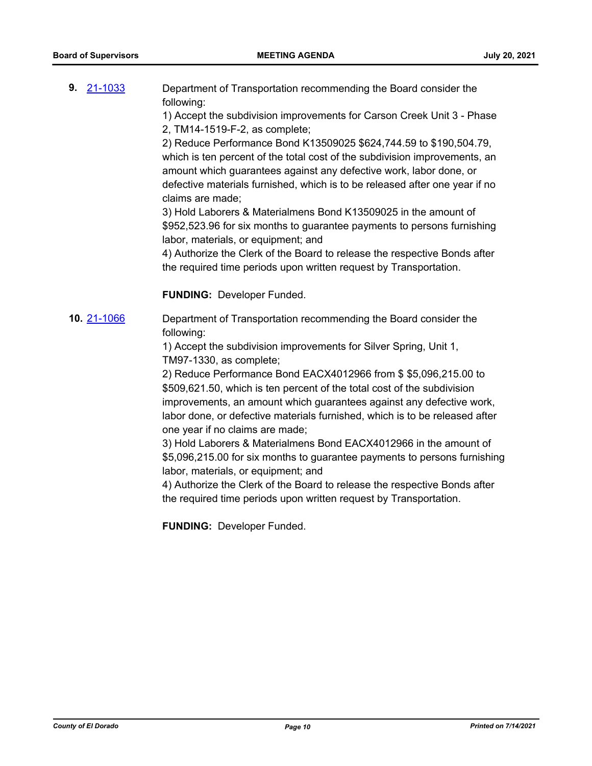**9.** [21-1033](21-1033)

Department of Transportation recommending the Board consider the following:

1) Accept the subdivision improvements for Carson Creek Unit 3 - Phase 2, TM14-1519-F-2, as complete;

2) Reduce Performance Bond K13509025 $624,744.59 to $190,504.79, which is ten percent of the total cost of the subdivision improvements, an amount which guarantees against any defective work, labor done, or defective materials furnished, which is to be released after one year if no claims are made;

3) Hold Laborers & Materialmens Bond K13509025 in the amount of $952,523.96 for six months to guarantee payments to persons furnishing labor, materials, or equipment; and

4) Authorize the Clerk of the Board to release the respective Bonds after the required time periods upon written request by Transportation.

**FUNDING:** Developer Funded.

**10.** [21-1066](21-1066)

Department of Transportation recommending the Board consider the following:

1) Accept the subdivision improvements for Silver Spring, Unit 1, TM97-1330, as complete;

2) Reduce Performance Bond EACX4012966 from $ $5,096,215.00 to $509,621.50, which is ten percent of the total cost of the subdivision improvements, an amount which guarantees against any defective work, labor done, or defective materials furnished, which is to be released after one year if no claims are made;

3) Hold Laborers & Materialmens Bond EACX4012966 in the amount of $5,096,215.00 for six months to guarantee payments to persons furnishing labor, materials, or equipment; and

4) Authorize the Clerk of the Board to release the respective Bonds after the required time periods upon written request by Transportation.

**FUNDING:** Developer Funded.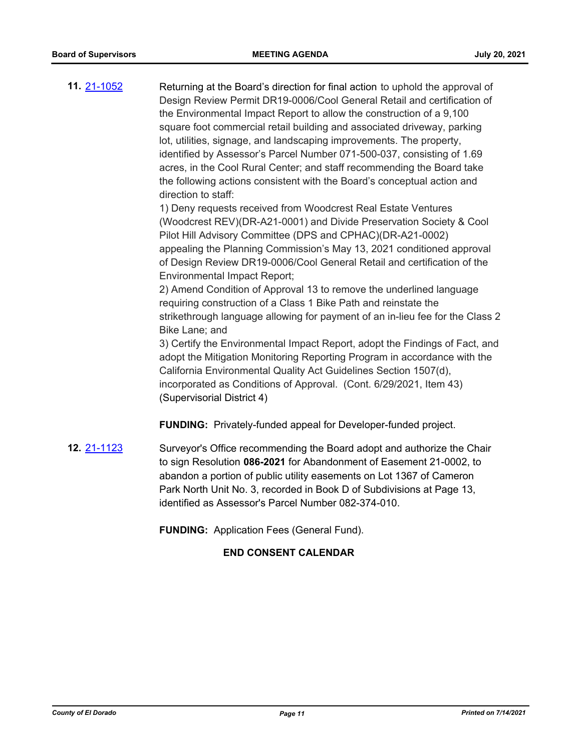**11.** [21-1052](21-1052)

Returning at the Board's direction for final action to uphold the approval of Design Review Permit DR19-0006/Cool General Retail and certification of the Environmental Impact Report to allow the construction of a 9,100 square foot commercial retail building and associated driveway, parking lot, utilities, signage, and landscaping improvements. The property, identified by Assessor's Parcel Number 071-500-037, consisting of 1.69 acres, in the Cool Rural Center; and staff recommending the Board take the following actions consistent with the Board's conceptual action and direction to staff:

1) Deny requests received from Woodcrest Real Estate Ventures (Woodcrest REV)(DR-A21-0001) and Divide Preservation Society & Cool Pilot Hill Advisory Committee (DPS and CPHAC)(DR-A21-0002) appealing the Planning Commission's May 13, 2021 conditioned approval of Design Review DR19-0006/Cool General Retail and certification of the Environmental Impact Report;

2) Amend Condition of Approval 13 to remove the underlined language requiring construction of a Class 1 Bike Path and reinstate the strikethrough language allowing for payment of an in-lieu fee for the Class 2 Bike Lane; and

3) Certify the Environmental Impact Report, adopt the Findings of Fact, and adopt the Mitigation Monitoring Reporting Program in accordance with the California Environmental Quality Act Guidelines Section 1507(d), incorporated as Conditions of Approval. (Cont. 6/29/2021, Item 43) (Supervisorial District 4)

**FUNDING:** Privately-funded appeal for Developer-funded project.

**12.** [21-1123](21-1123)

Surveyor's Office recommending the Board adopt and authorize the Chair to sign Resolution **086-2021** for Abandonment of Easement 21-0002, to abandon a portion of public utility easements on Lot 1367 of Cameron Park North Unit No. 3, recorded in Book D of Subdivisions at Page 13, identified as Assessor's Parcel Number 082-374-010.

**FUNDING:** Application Fees (General Fund).

**END CONSENT CALENDAR**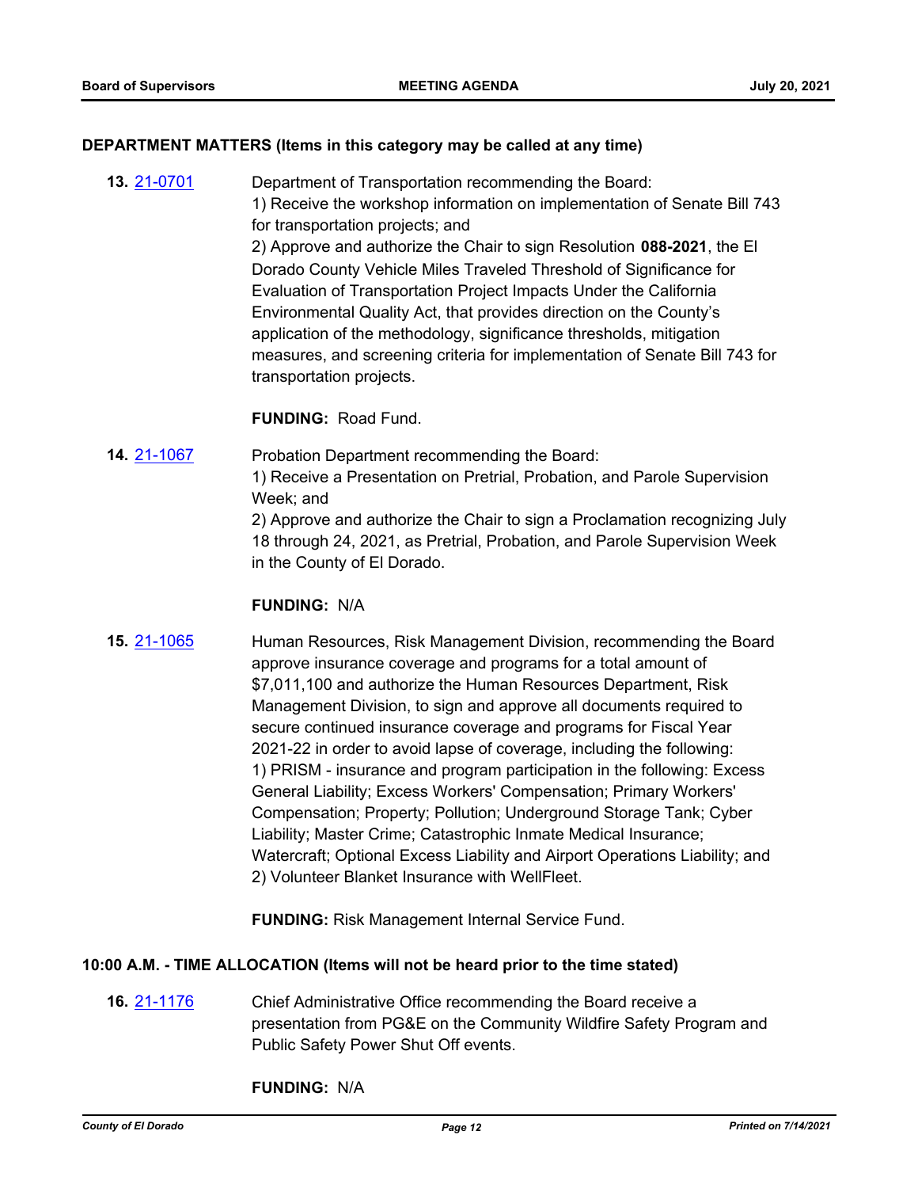### DEPARTMENT MATTERS (Items in this category may be called at any time)

**13.** 21-0701 Department of Transportation recommending the Board:
1) Receive the workshop information on implementation of Senate Bill 743 for transportation projects; and
2) Approve and authorize the Chair to sign Resolution **088-2021**, the El Dorado County Vehicle Miles Traveled Threshold of Significance for Evaluation of Transportation Project Impacts Under the California Environmental Quality Act, that provides direction on the County's application of the methodology, significance thresholds, mitigation measures, and screening criteria for implementation of Senate Bill 743 for transportation projects.

**FUNDING:** Road Fund.

**14.** 21-1067 Probation Department recommending the Board:
1) Receive a Presentation on Pretrial, Probation, and Parole Supervision Week; and
2) Approve and authorize the Chair to sign a Proclamation recognizing July 18 through 24, 2021, as Pretrial, Probation, and Parole Supervision Week in the County of El Dorado.

**FUNDING:** N/A

**15.** 21-1065 Human Resources, Risk Management Division, recommending the Board approve insurance coverage and programs for a total amount of $7,011,100 and authorize the Human Resources Department, Risk Management Division, to sign and approve all documents required to secure continued insurance coverage and programs for Fiscal Year 2021-22 in order to avoid lapse of coverage, including the following:
1) PRISM - insurance and program participation in the following: Excess General Liability; Excess Workers' Compensation; Primary Workers' Compensation; Property; Pollution; Underground Storage Tank; Cyber Liability; Master Crime; Catastrophic Inmate Medical Insurance; Watercraft; Optional Excess Liability and Airport Operations Liability; and
2) Volunteer Blanket Insurance with WellFleet.

**FUNDING:** Risk Management Internal Service Fund.

### 10:00 A.M. - TIME ALLOCATION (Items will not be heard prior to the time stated)

**16.** 21-1176 Chief Administrative Office recommending the Board receive a presentation from PG&E on the Community Wildfire Safety Program and Public Safety Power Shut Off events.

**FUNDING:** N/A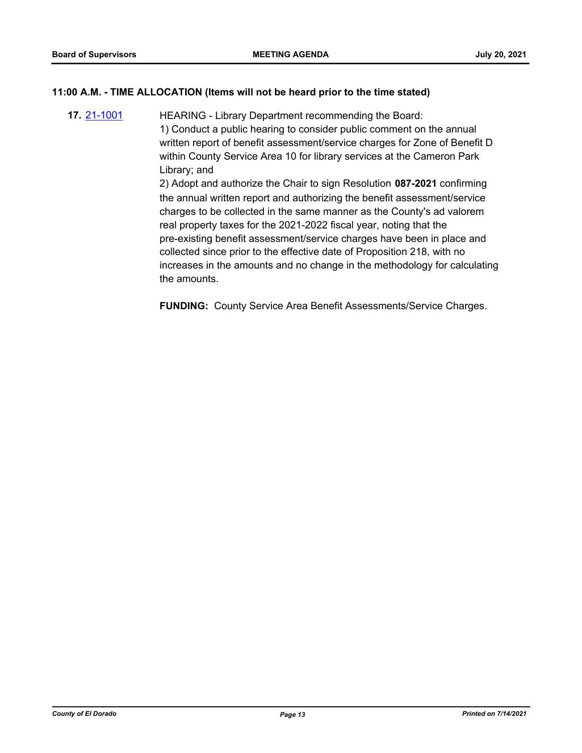### 11:00 A.M. - TIME ALLOCATION (Items will not be heard prior to the time stated)

**17.** [21-1001]

HEARING - Library Department recommending the Board:

1) Conduct a public hearing to consider public comment on the annual written report of benefit assessment/service charges for Zone of Benefit D within County Service Area 10 for library services at the Cameron Park Library; and

2) Adopt and authorize the Chair to sign Resolution **087-2021** confirming the annual written report and authorizing the benefit assessment/service charges to be collected in the same manner as the County's ad valorem real property taxes for the 2021-2022 fiscal year, noting that the pre-existing benefit assessment/service charges have been in place and collected since prior to the effective date of Proposition 218, with no increases in the amounts and no change in the methodology for calculating the amounts.

**FUNDING:** County Service Area Benefit Assessments/Service Charges.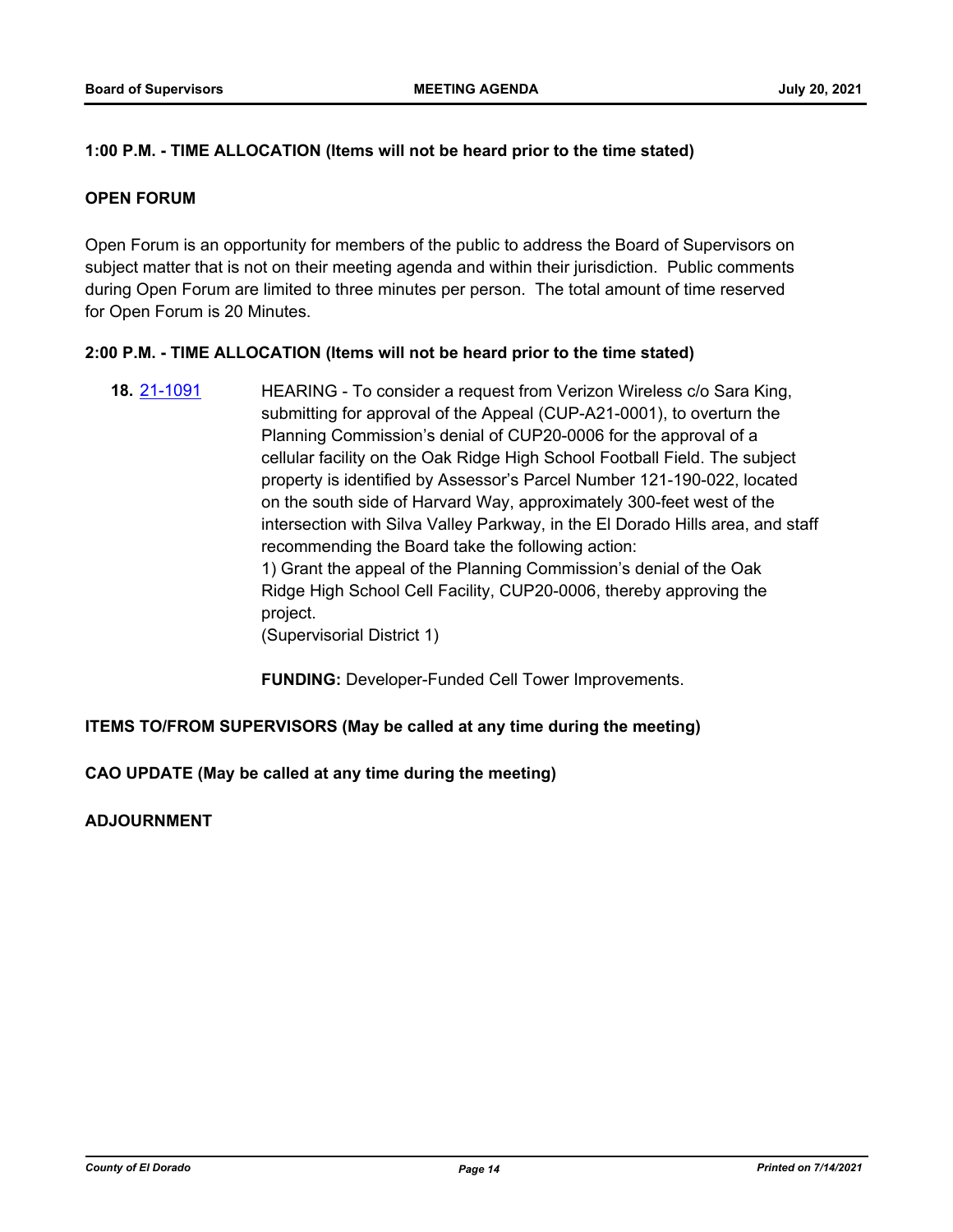**1:00 P.M. - TIME ALLOCATION (Items will not be heard prior to the time stated)**

**OPEN FORUM**

Open Forum is an opportunity for members of the public to address the Board of Supervisors on subject matter that is not on their meeting agenda and within their jurisdiction. Public comments during Open Forum are limited to three minutes per person. The total amount of time reserved for Open Forum is 20 Minutes.

**2:00 P.M. - TIME ALLOCATION (Items will not be heard prior to the time stated)**

**18.** 21-1091 HEARING - To consider a request from Verizon Wireless c/o Sara King, submitting for approval of the Appeal (CUP-A21-0001), to overturn the Planning Commission's denial of CUP20-0006 for the approval of a cellular facility on the Oak Ridge High School Football Field. The subject property is identified by Assessor's Parcel Number 121-190-022, located on the south side of Harvard Way, approximately 300-feet west of the intersection with Silva Valley Parkway, in the El Dorado Hills area, and staff recommending the Board take the following action:
1) Grant the appeal of the Planning Commission's denial of the Oak Ridge High School Cell Facility, CUP20-0006, thereby approving the project.
(Supervisorial District 1)

**FUNDING:** Developer-Funded Cell Tower Improvements.

**ITEMS TO/FROM SUPERVISORS (May be called at any time during the meeting)**

**CAO UPDATE (May be called at any time during the meeting)**

**ADJOURNMENT**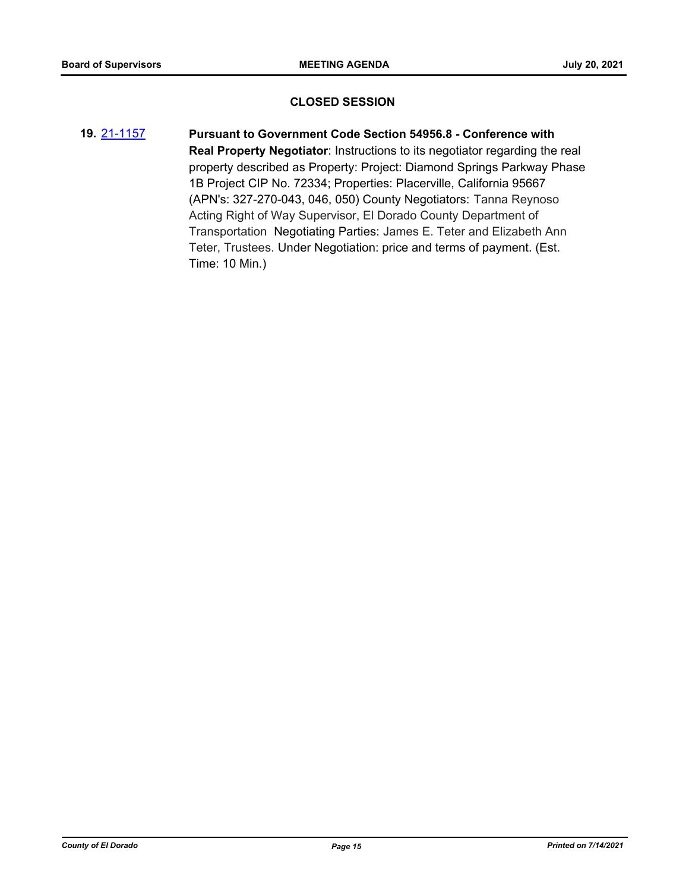## CLOSED SESSION

**19.** 21-1157 **Pursuant to Government Code Section 54956.8 - Conference with Real Property Negotiator**: Instructions to its negotiator regarding the real property described as Property: Project: Diamond Springs Parkway Phase 1B Project CIP No. 72334; Properties: Placerville, California 95667 (APN's: 327-270-043, 046, 050) County Negotiators: Tanna Reynoso Acting Right of Way Supervisor, El Dorado County Department of Transportation Negotiating Parties: James E. Teter and Elizabeth Ann Teter, Trustees. Under Negotiation: price and terms of payment. (Est. Time: 10 Min.)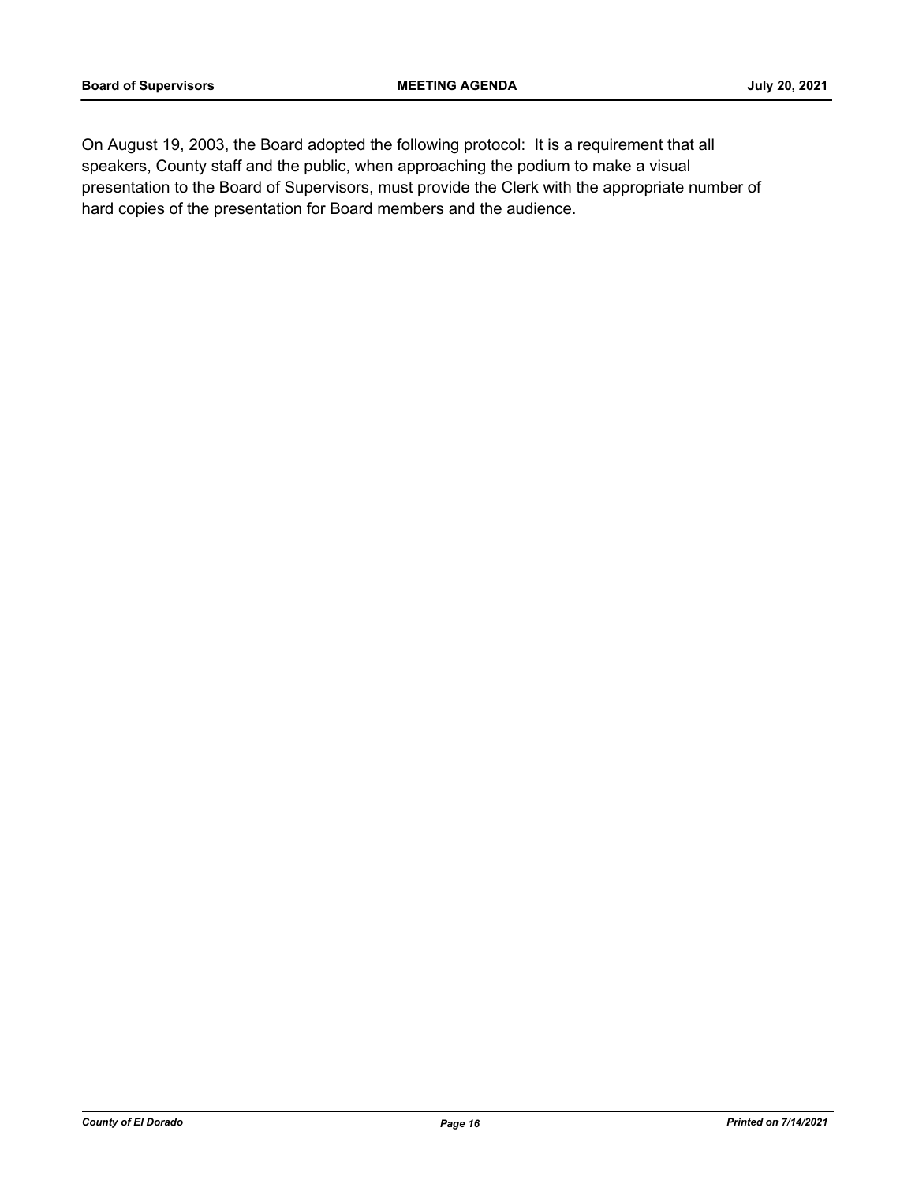On August 19, 2003, the Board adopted the following protocol: It is a requirement that all speakers, County staff and the public, when approaching the podium to make a visual presentation to the Board of Supervisors, must provide the Clerk with the appropriate number of hard copies of the presentation for Board members and the audience.